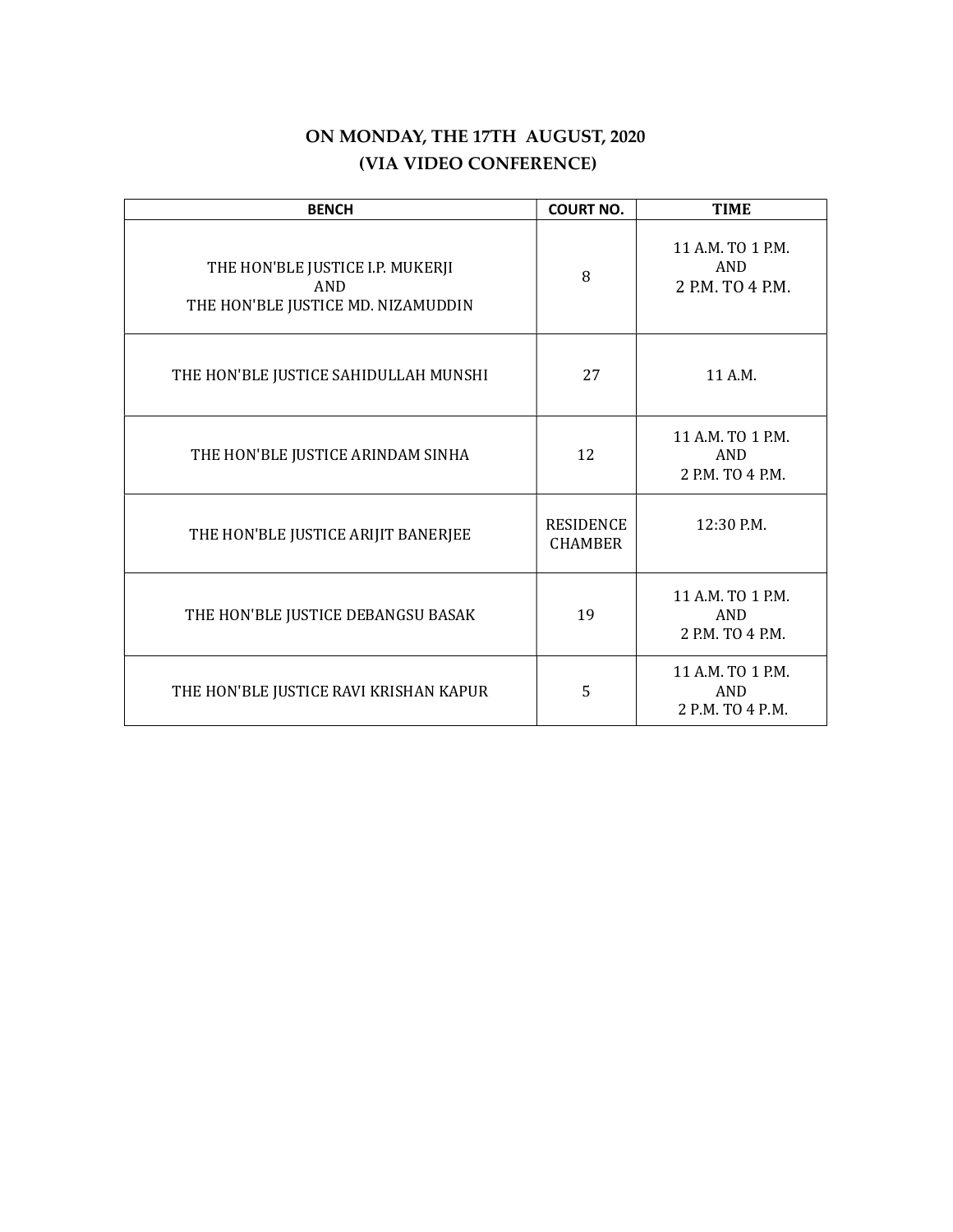**ON MONDAY, THE 17TH AUGUST, 2020**
**(VIA VIDEO CONFERENCE)**

| BENCH | COURT NO. | TIME |
|---|---|---|
| THE HON'BLE JUSTICE I.P. MUKERJI AND THE HON'BLE JUSTICE MD. NIZAMUDDIN | 8 | 11 A.M. TO 1 P.M. AND 2 P.M. TO 4 P.M. |
| THE HON'BLE JUSTICE SAHIDULLAH MUNSHI | 27 | 11 A.M. |
| THE HON'BLE JUSTICE ARINDAM SINHA | 12 | 11 A.M. TO 1 P.M. AND 2 P.M. TO 4 P.M. |
| THE HON'BLE JUSTICE ARIJIT BANERJEE | RESIDENCE CHAMBER | 12:30 P.M. |
| THE HON'BLE JUSTICE DEBANGSU BASAK | 19 | 11 A.M. TO 1 P.M. AND 2 P.M. TO 4 P.M. |
| THE HON'BLE JUSTICE RAVI KRISHAN KAPUR | 5 | 11 A.M. TO 1 P.M. AND 2 P.M. TO 4 P.M. |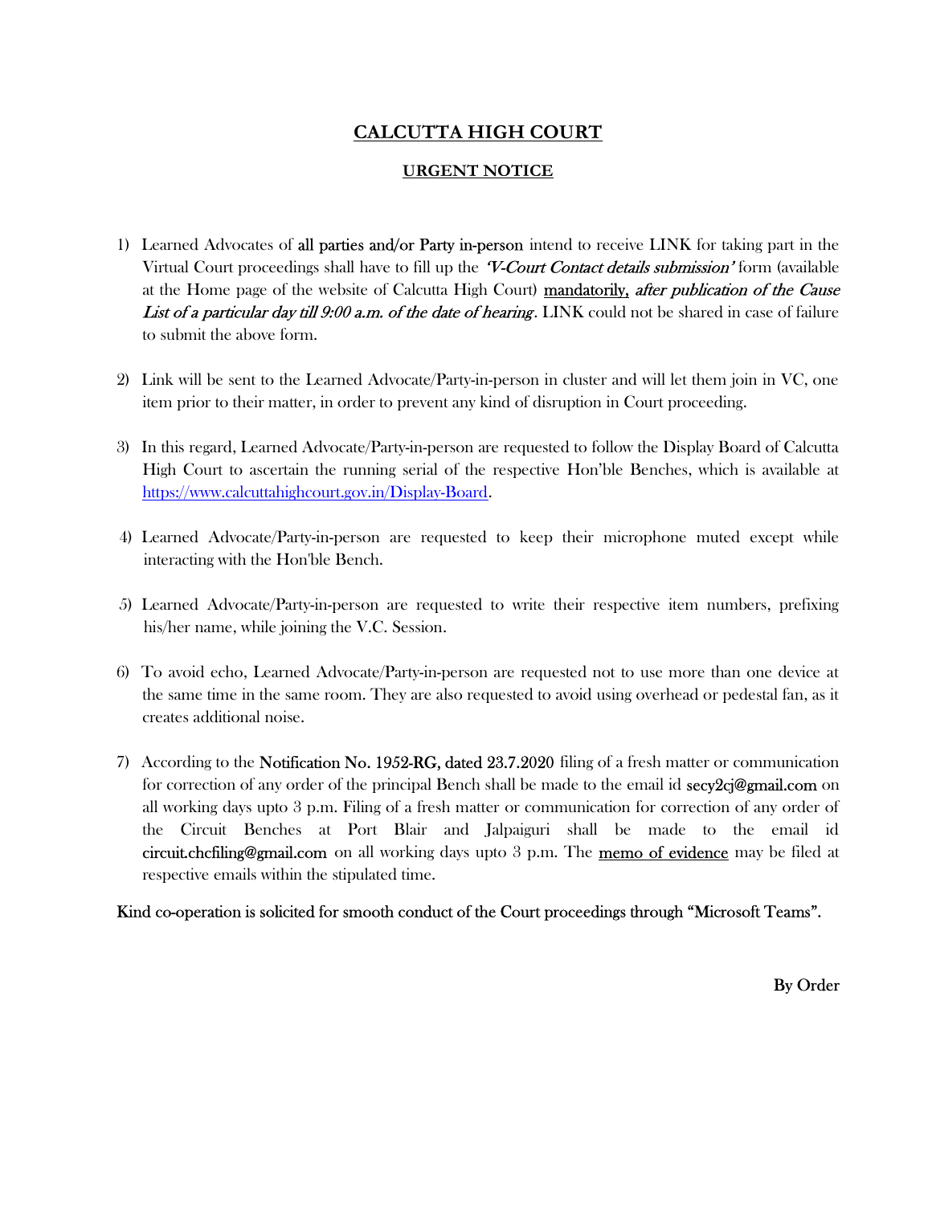# <u>CALCUTTA HIGH COURT</u>

## <u>URGENT NOTICE</u>

1) Learned Advocates of all parties and/or Party in-person intend to receive LINK for taking part in the Virtual Court proceedings shall have to fill up the *'V-Court Contact details submission'* form (available at the Home page of the website of Calcutta High Court) <u>mandatorily,</u> *after publication of the Cause List of a particular day till 9:00 a.m. of the date of hearing*. LINK could not be shared in case of failure to submit the above form.

2) Link will be sent to the Learned Advocate/Party-in-person in cluster and will let them join in VC, one item prior to their matter, in order to prevent any kind of disruption in Court proceeding.

3) In this regard, Learned Advocate/Party-in-person are requested to follow the Display Board of Calcutta High Court to ascertain the running serial of the respective Hon'ble Benches, which is available at https://www.calcuttahighcourt.gov.in/Display-Board.

4) Learned Advocate/Party-in-person are requested to keep their microphone muted except while interacting with the Hon'ble Bench.

5) Learned Advocate/Party-in-person are requested to write their respective item numbers, prefixing his/her name, while joining the V.C. Session.

6) To avoid echo, Learned Advocate/Party-in-person are requested not to use more than one device at the same time in the same room. They are also requested to avoid using overhead or pedestal fan, as it creates additional noise.

7) According to the Notification No. 1952-RG, dated 23.7.2020 filing of a fresh matter or communication for correction of any order of the principal Bench shall be made to the email id secy2cj@gmail.com on all working days upto 3 p.m. Filing of a fresh matter or communication for correction of any order of the Circuit Benches at Port Blair and Jalpaiguri shall be made to the email id circuit.chcfiling@gmail.com on all working days upto 3 p.m. The <u>memo of evidence</u> may be filed at respective emails within the stipulated time.

Kind co-operation is solicited for smooth conduct of the Court proceedings through "Microsoft Teams".

By Order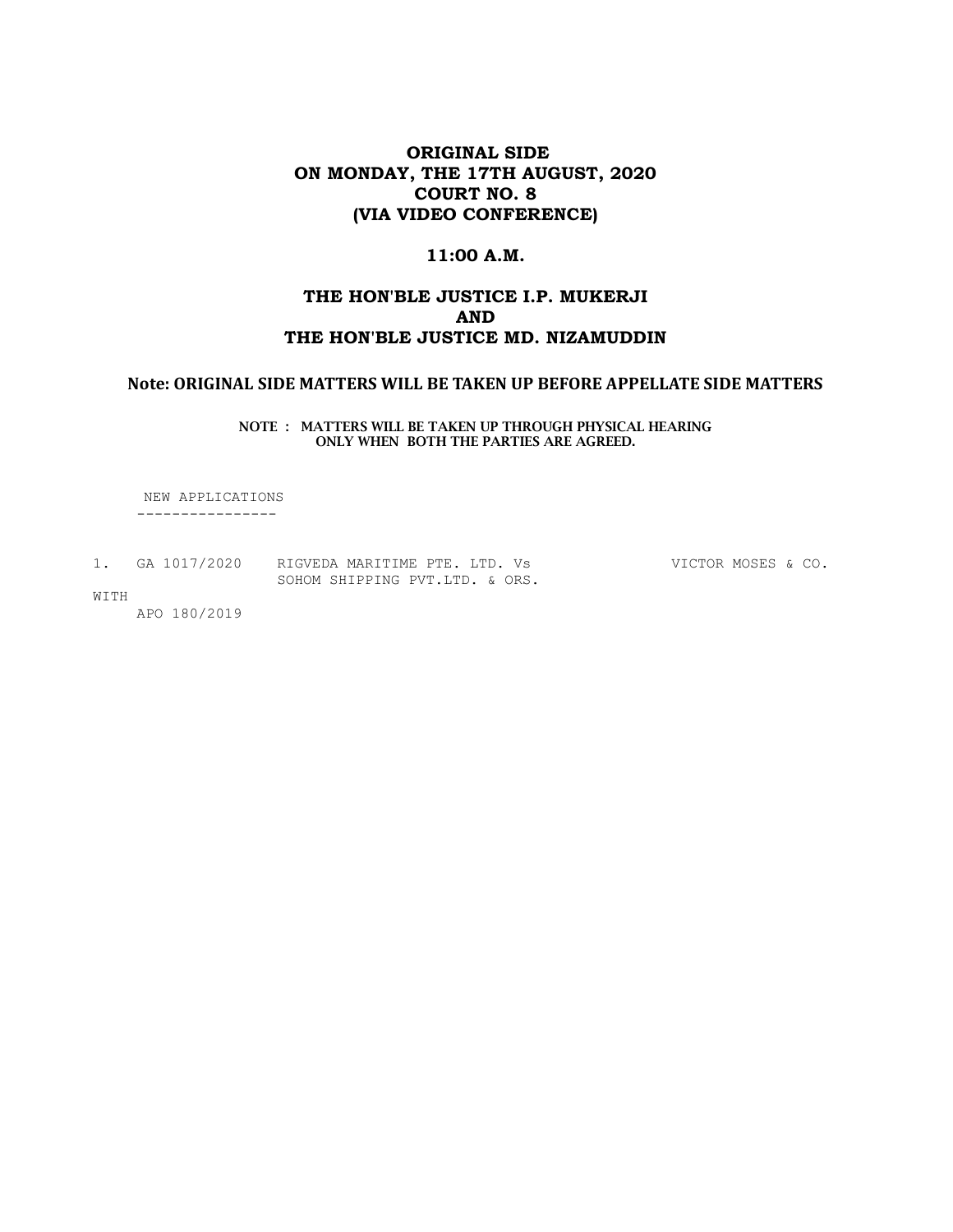# ORIGINAL SIDE
# ON MONDAY, THE 17TH AUGUST, 2020
# COURT NO. 8
# (VIA VIDEO CONFERENCE)

## 11:00 A.M.

## THE HON'BLE JUSTICE I.P. MUKERJI
## AND
## THE HON'BLE JUSTICE MD. NIZAMUDDIN

**Note: ORIGINAL SIDE MATTERS WILL BE TAKEN UP BEFORE APPELLATE SIDE MATTERS**

**NOTE : MATTERS WILL BE TAKEN UP THROUGH PHYSICAL HEARING ONLY WHEN BOTH THE PARTIES ARE AGREED.**

NEW APPLICATIONS
----------------

1. GA 1017/2020 RIGVEDA MARITIME PTE. LTD. Vs SOHOM SHIPPING PVT.LTD. & ORS. VICTOR MOSES & CO.

WITH
APO 180/2019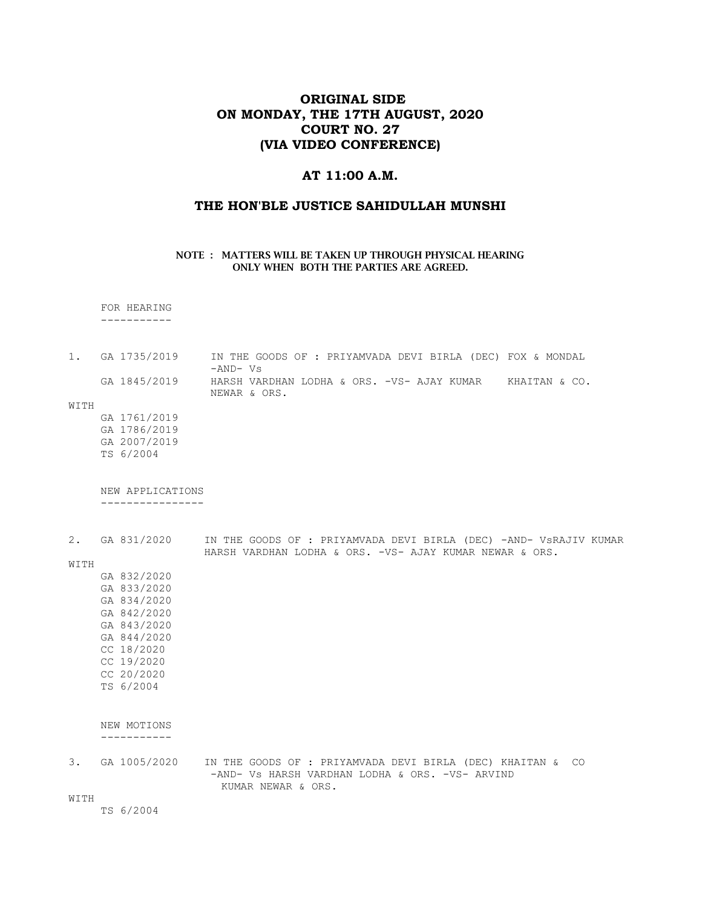# ORIGINAL SIDE
# ON MONDAY, THE 17TH AUGUST, 2020
# COURT NO. 27
# (VIA VIDEO CONFERENCE)

## AT 11:00 A.M.

## THE HON'BLE JUSTICE SAHIDULLAH MUNSHI

**NOTE : MATTERS WILL BE TAKEN UP THROUGH PHYSICAL HEARING ONLY WHEN BOTH THE PARTIES ARE AGREED.**

FOR HEARING
-----------

1. GA 1735/2019 IN THE GOODS OF : PRIYAMVADA DEVI BIRLA (DEC) -AND- Vs FOX & MONDAL
   GA 1845/2019 HARSH VARDHAN LODHA & ORS. -VS- AJAY KUMAR NEWAR & ORS. KHAITAN & CO.

WITH
- GA 1761/2019
- GA 1786/2019
- GA 2007/2019
- TS 6/2004

NEW APPLICATIONS
----------------

2. GA 831/2020 IN THE GOODS OF : PRIYAMVADA DEVI BIRLA (DEC) -AND- VsRAJIV KUMAR HARSH VARDHAN LODHA & ORS. -VS- AJAY KUMAR NEWAR & ORS.

WITH
- GA 832/2020
- GA 833/2020
- GA 834/2020
- GA 842/2020
- GA 843/2020
- GA 844/2020
- CC 18/2020
- CC 19/2020
- CC 20/2020
- TS 6/2004

NEW MOTIONS
-----------

3. GA 1005/2020 IN THE GOODS OF : PRIYAMVADA DEVI BIRLA (DEC) -AND- Vs HARSH VARDHAN LODHA & ORS. -VS- ARVIND KUMAR NEWAR & ORS. KHAITAN & CO

WITH
- TS 6/2004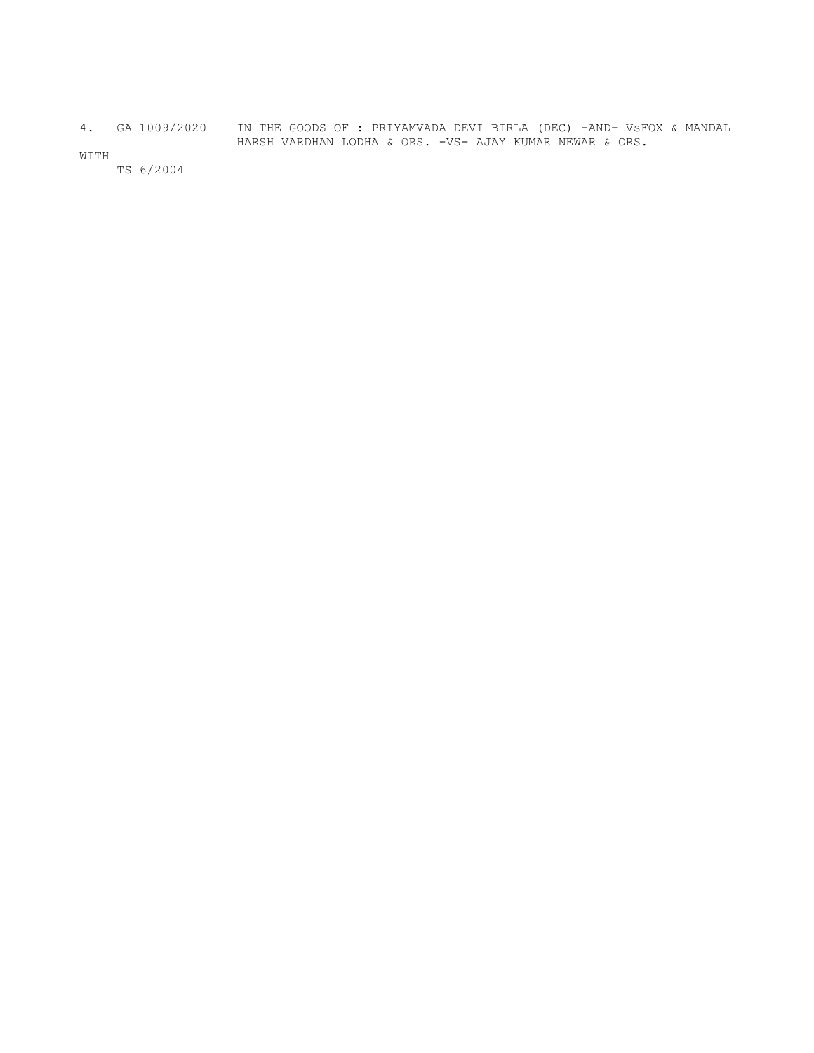4. GA 1009/2020 IN THE GOODS OF : PRIYAMVADA DEVI BIRLA (DEC) -AND- VsFOX & MANDAL
HARSH VARDHAN LODHA & ORS. -VS- AJAY KUMAR NEWAR & ORS.

WITH

TS 6/2004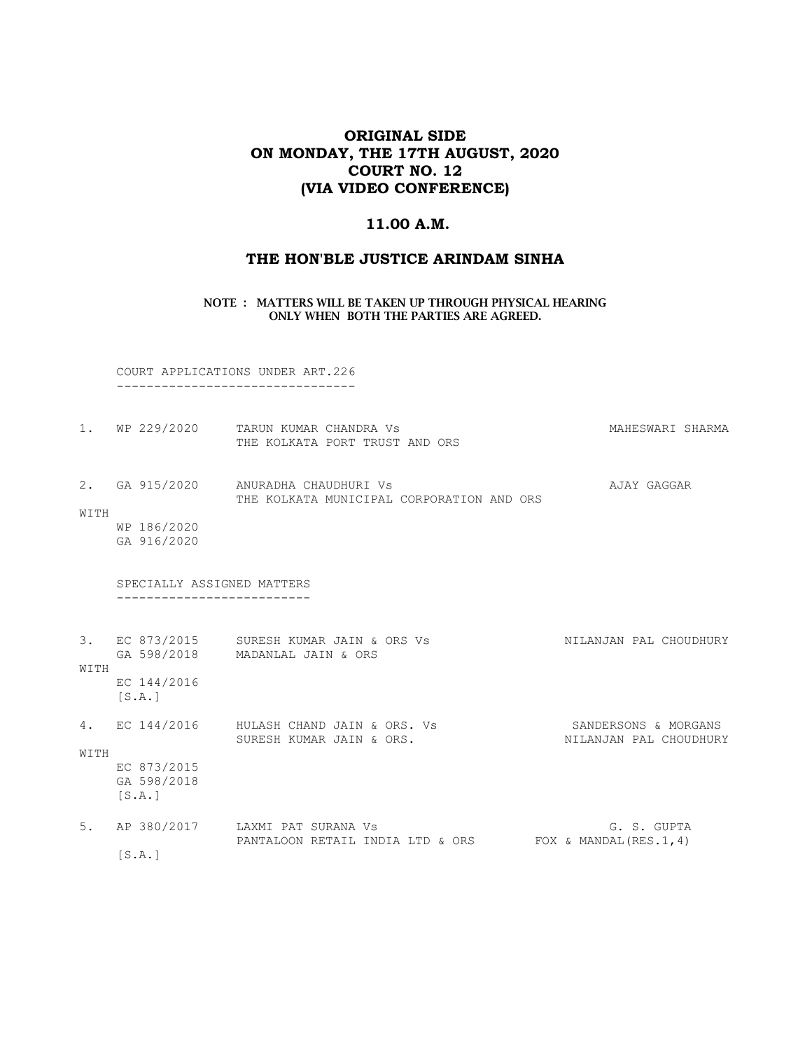# ORIGINAL SIDE
# ON MONDAY, THE 17TH AUGUST, 2020
# COURT NO. 12
# (VIA VIDEO CONFERENCE)

## 11.00 A.M.

## THE HON'BLE JUSTICE ARINDAM SINHA

**NOTE : MATTERS WILL BE TAKEN UP THROUGH PHYSICAL HEARING ONLY WHEN BOTH THE PARTIES ARE AGREED.**

COURT APPLICATIONS UNDER ART.226
--------------------------------

1. WP 229/2020 TARUN KUMAR CHANDRA Vs THE KOLKATA PORT TRUST AND ORS — MAHESWARI SHARMA

2. GA 915/2020 ANURADHA CHAUDHURI Vs THE KOLKATA MUNICIPAL CORPORATION AND ORS — AJAY GAGGAR
   WITH
   WP 186/2020
   GA 916/2020

SPECIALLY ASSIGNED MATTERS
--------------------------

3. EC 873/2015 GA 598/2018 SURESH KUMAR JAIN & ORS Vs MADANLAL JAIN & ORS — NILANJAN PAL CHOUDHURY
   WITH
   EC 144/2016
   [S.A.]

4. EC 144/2016 HULASH CHAND JAIN & ORS. Vs SURESH KUMAR JAIN & ORS. — SANDERSONS & MORGANS, NILANJAN PAL CHOUDHURY
   WITH
   EC 873/2015
   GA 598/2018
   [S.A.]

5. AP 380/2017 LAXMI PAT SURANA Vs PANTALOON RETAIL INDIA LTD & ORS — G. S. GUPTA, FOX & MANDAL(RES.1,4)
   [S.A.]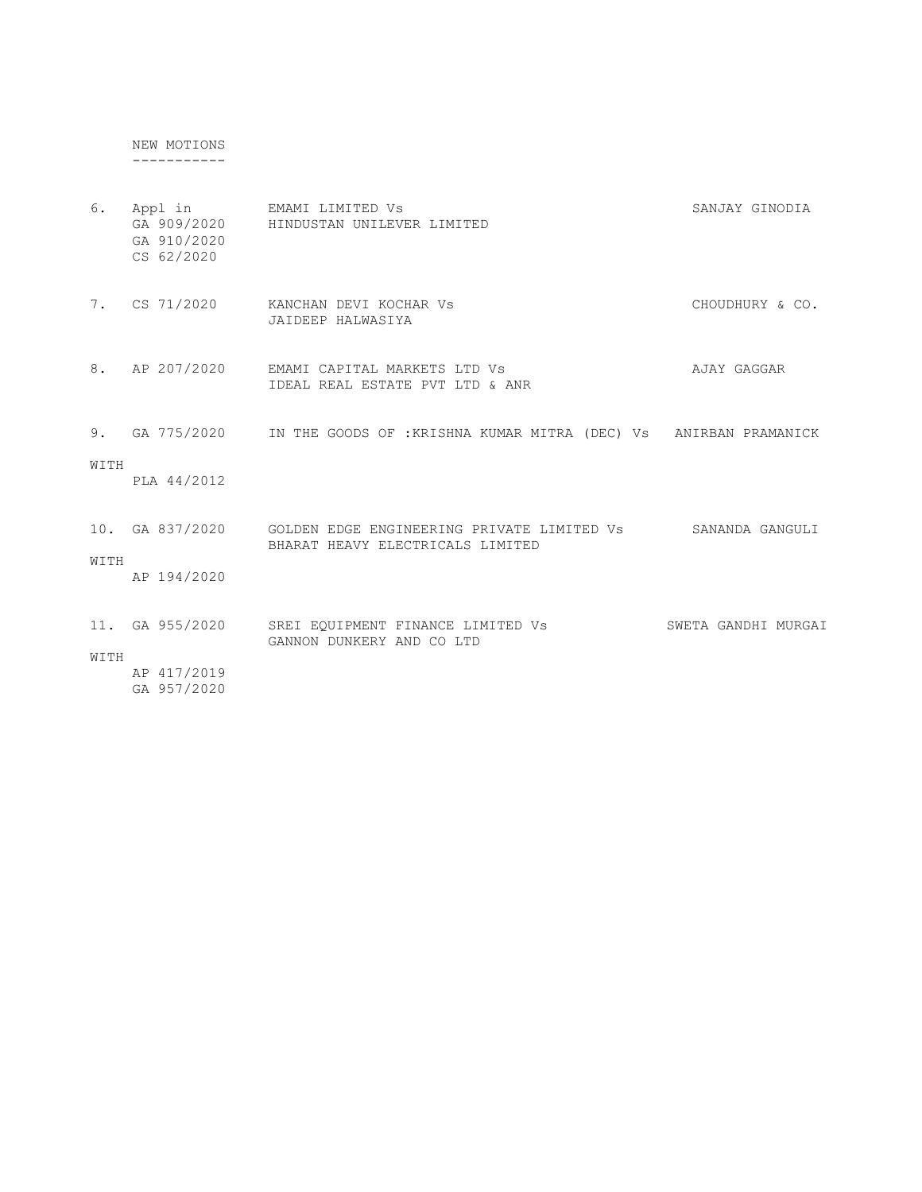NEW MOTIONS
-----------

| No. | Case No. | Parties | Advocate |
|---|---|---|---|
| 6. | Appl in GA 909/2020 GA 910/2020 CS 62/2020 | EMAMI LIMITED Vs HINDUSTAN UNILEVER LIMITED | SANJAY GINODIA |
| 7. | CS 71/2020 | KANCHAN DEVI KOCHAR Vs JAIDEEP HALWASIYA | CHOUDHURY & CO. |
| 8. | AP 207/2020 | EMAMI CAPITAL MARKETS LTD Vs IDEAL REAL ESTATE PVT LTD & ANR | AJAY GAGGAR |
| 9. | GA 775/2020 WITH PLA 44/2012 | IN THE GOODS OF :KRISHNA KUMAR MITRA (DEC) Vs | ANIRBAN PRAMANICK |
| 10. | GA 837/2020 WITH AP 194/2020 | GOLDEN EDGE ENGINEERING PRIVATE LIMITED Vs BHARAT HEAVY ELECTRICALS LIMITED | SANANDA GANGULI |
| 11. | GA 955/2020 WITH AP 417/2019 GA 957/2020 | SREI EQUIPMENT FINANCE LIMITED Vs GANNON DUNKERY AND CO LTD | SWETA GANDHI MURGAI |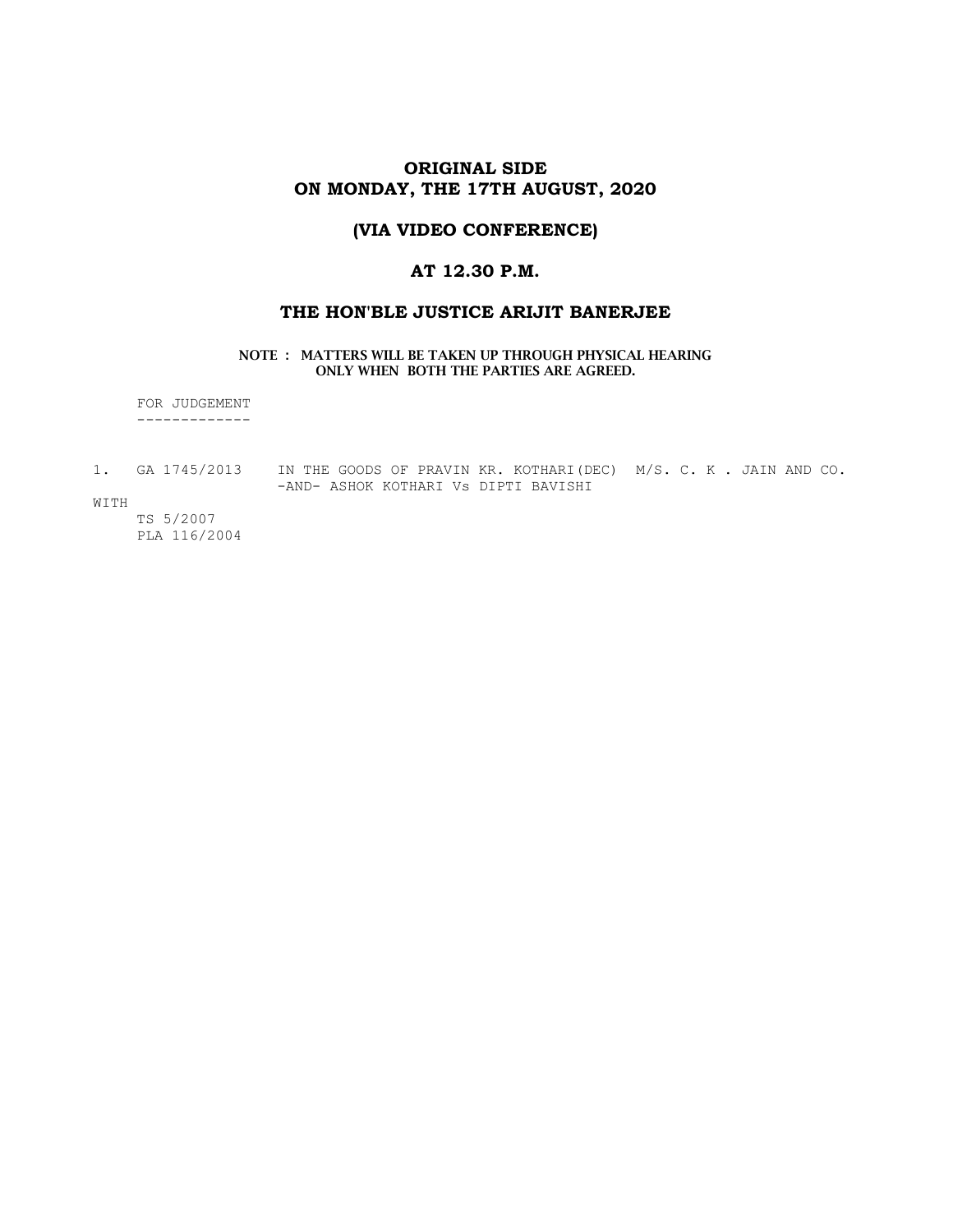## ORIGINAL SIDE
## ON MONDAY, THE 17TH AUGUST, 2020

### (VIA VIDEO CONFERENCE)

### AT 12.30 P.M.

### THE HON'BLE JUSTICE ARIJIT BANERJEE

**NOTE : MATTERS WILL BE TAKEN UP THROUGH PHYSICAL HEARING ONLY WHEN BOTH THE PARTIES ARE AGREED.**

FOR JUDGEMENT
-------------

1. GA 1745/2013 IN THE GOODS OF PRAVIN KR. KOTHARI(DEC) M/S. C. K . JAIN AND CO.
   -AND- ASHOK KOTHARI Vs DIPTI BAVISHI

WITH
   TS 5/2007
   PLA 116/2004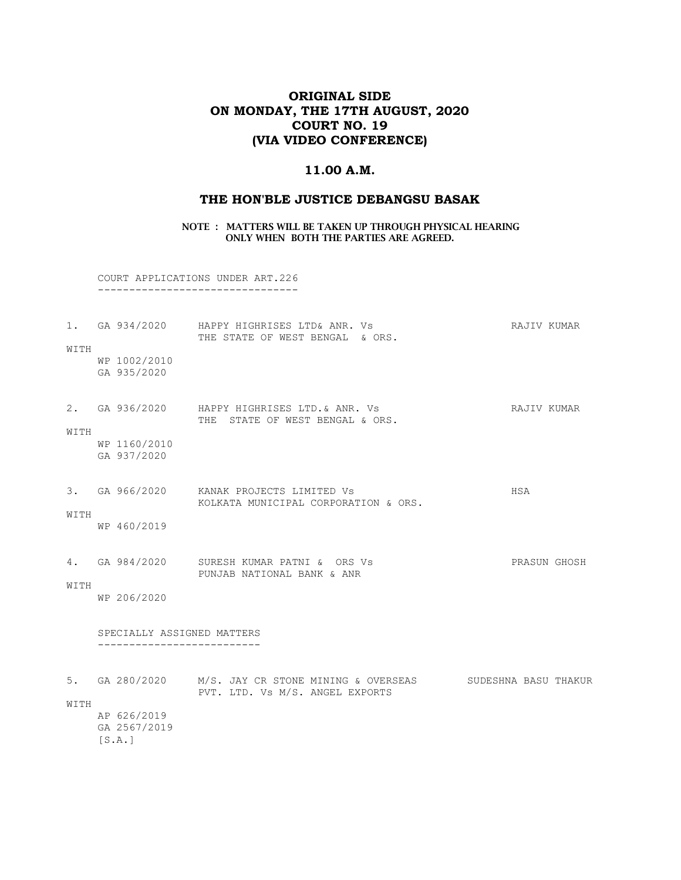# ORIGINAL SIDE
# ON MONDAY, THE 17TH AUGUST, 2020
# COURT NO. 19
# (VIA VIDEO CONFERENCE)

## 11.00 A.M.

## THE HON'BLE JUSTICE DEBANGSU BASAK

**NOTE : MATTERS WILL BE TAKEN UP THROUGH PHYSICAL HEARING ONLY WHEN BOTH THE PARTIES ARE AGREED.**

COURT APPLICATIONS UNDER ART.226
--------------------------------

1. GA 934/2020 HAPPY HIGHRISES LTD& ANR. Vs THE STATE OF WEST BENGAL & ORS. — RAJIV KUMAR

   WITH
   WP 1002/2010
   GA 935/2020

2. GA 936/2020 HAPPY HIGHRISES LTD.& ANR. Vs THE STATE OF WEST BENGAL & ORS. — RAJIV KUMAR

   WITH
   WP 1160/2010
   GA 937/2020

3. GA 966/2020 KANAK PROJECTS LIMITED Vs KOLKATA MUNICIPAL CORPORATION & ORS. — HSA

   WITH
   WP 460/2019

4. GA 984/2020 SURESH KUMAR PATNI & ORS Vs PUNJAB NATIONAL BANK & ANR — PRASUN GHOSH

   WITH
   WP 206/2020

SPECIALLY ASSIGNED MATTERS
--------------------------

5. GA 280/2020 M/S. JAY CR STONE MINING & OVERSEAS PVT. LTD. Vs M/S. ANGEL EXPORTS — SUDESHNA BASU THAKUR

   WITH
   AP 626/2019
   GA 2567/2019
   [S.A.]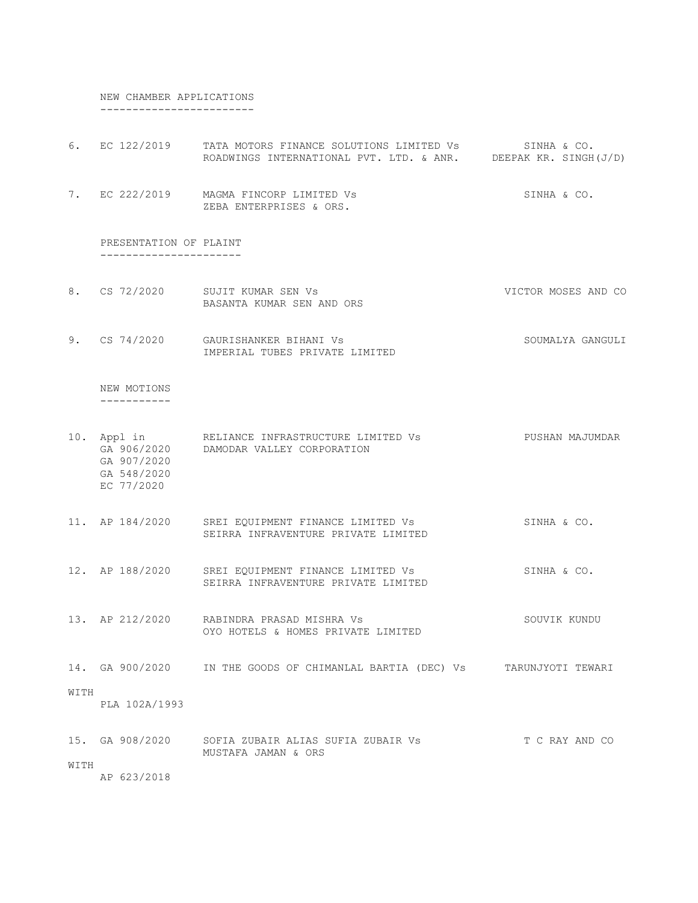## NEW CHAMBER APPLICATIONS

6. EC 122/2019 — TATA MOTORS FINANCE SOLUTIONS LIMITED Vs ROADWINGS INTERNATIONAL PVT. LTD. & ANR. — SINHA & CO. / DEEPAK KR. SINGH(J/D)

7. EC 222/2019 — MAGMA FINCORP LIMITED Vs ZEBA ENTERPRISES & ORS. — SINHA & CO.

## PRESENTATION OF PLAINT

8. CS 72/2020 — SUJIT KUMAR SEN Vs BASANTA KUMAR SEN AND ORS — VICTOR MOSES AND CO

9. CS 74/2020 — GAURISHANKER BIHANI Vs IMPERIAL TUBES PRIVATE LIMITED — SOUMALYA GANGULI

## NEW MOTIONS

10. Appl in GA 906/2020 GA 907/2020 GA 548/2020 EC 77/2020 — RELIANCE INFRASTRUCTURE LIMITED Vs DAMODAR VALLEY CORPORATION — PUSHAN MAJUMDAR

11. AP 184/2020 — SREI EQUIPMENT FINANCE LIMITED Vs SEIRRA INFRAVENTURE PRIVATE LIMITED — SINHA & CO.

12. AP 188/2020 — SREI EQUIPMENT FINANCE LIMITED Vs SEIRRA INFRAVENTURE PRIVATE LIMITED — SINHA & CO.

13. AP 212/2020 — RABINDRA PRASAD MISHRA Vs OYO HOTELS & HOMES PRIVATE LIMITED — SOUVIK KUNDU

14. GA 900/2020 — IN THE GOODS OF CHIMANLAL BARTIA (DEC) Vs — TARUNJYOTI TEWARI

WITH
PLA 102A/1993

15. GA 908/2020 — SOFIA ZUBAIR ALIAS SUFIA ZUBAIR Vs MUSTAFA JAMAN & ORS — T C RAY AND CO

WITH
AP 623/2018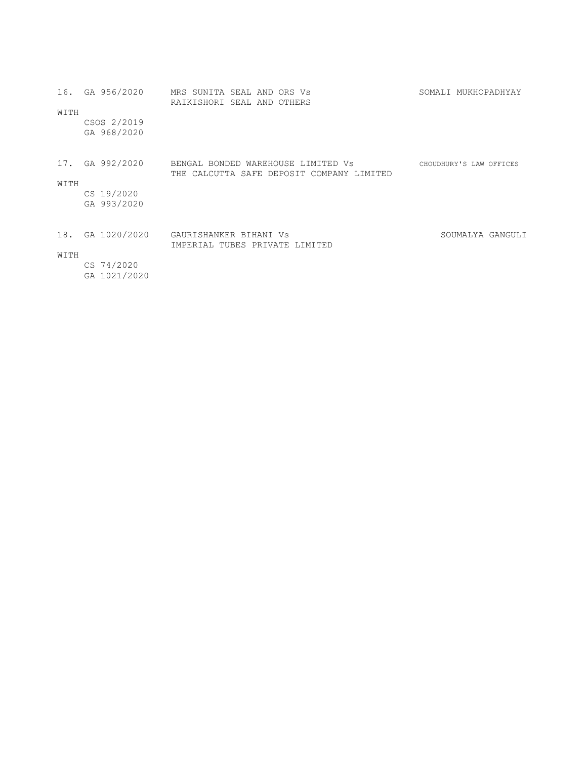16. GA 956/2020 MRS SUNITA SEAL AND ORS Vs RAIKISHORI SEAL AND OTHERS — SOMALI MUKHOPADHYAY

WITH
CSOS 2/2019
GA 968/2020

17. GA 992/2020 BENGAL BONDED WAREHOUSE LIMITED Vs THE CALCUTTA SAFE DEPOSIT COMPANY LIMITED — CHOUDHURY'S LAW OFFICES

WITH
CS 19/2020
GA 993/2020

18. GA 1020/2020 GAURISHANKER BIHANI Vs IMPERIAL TUBES PRIVATE LIMITED — SOUMALYA GANGULI

WITH
CS 74/2020
GA 1021/2020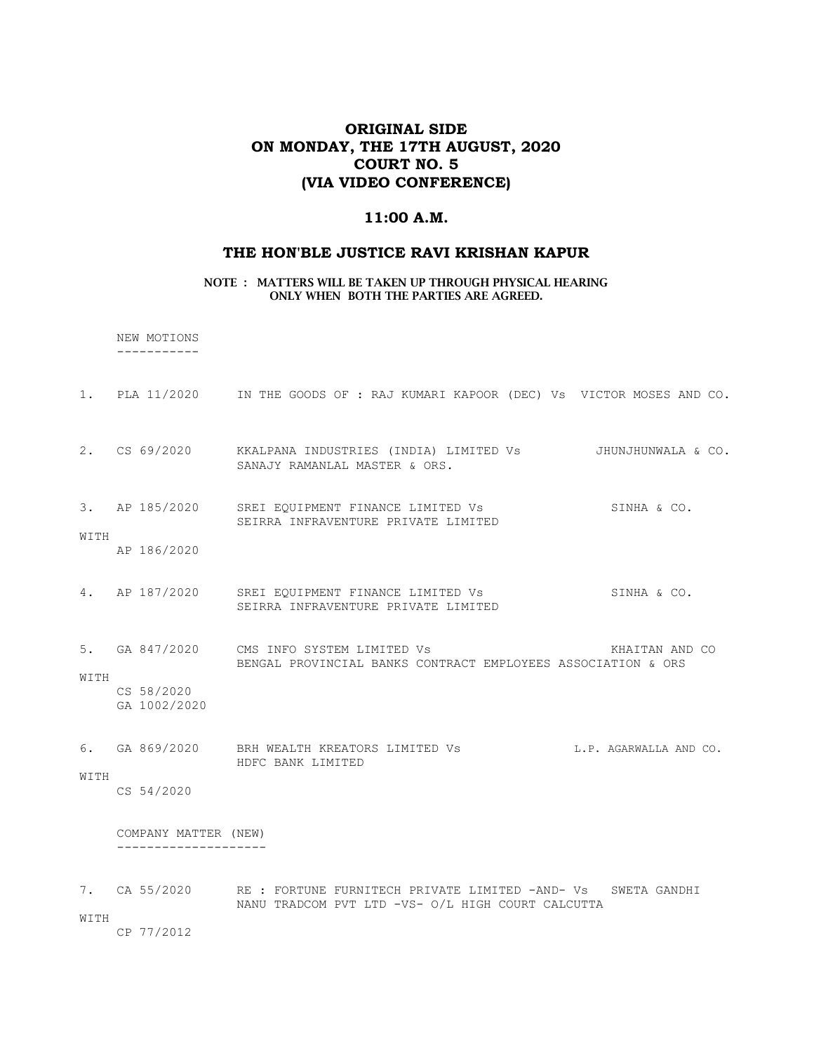# ORIGINAL SIDE
# ON MONDAY, THE 17TH AUGUST, 2020
# COURT NO. 5
# (VIA VIDEO CONFERENCE)

## 11:00 A.M.

## THE HON'BLE JUSTICE RAVI KRISHAN KAPUR

**NOTE : MATTERS WILL BE TAKEN UP THROUGH PHYSICAL HEARING ONLY WHEN BOTH THE PARTIES ARE AGREED.**

NEW MOTIONS
-----------

1. PLA 11/2020 IN THE GOODS OF : RAJ KUMARI KAPOOR (DEC) Vs VICTOR MOSES AND CO.

2. CS 69/2020 KKALPANA INDUSTRIES (INDIA) LIMITED Vs JHUNJHUNWALA & CO.
   SANAJY RAMANLAL MASTER & ORS.

3. AP 185/2020 SREI EQUIPMENT FINANCE LIMITED Vs SINHA & CO.
   SEIRRA INFRAVENTURE PRIVATE LIMITED

WITH
   AP 186/2020

4. AP 187/2020 SREI EQUIPMENT FINANCE LIMITED Vs SINHA & CO.
   SEIRRA INFRAVENTURE PRIVATE LIMITED

5. GA 847/2020 CMS INFO SYSTEM LIMITED Vs KHAITAN AND CO
   BENGAL PROVINCIAL BANKS CONTRACT EMPLOYEES ASSOCIATION & ORS

WITH
   CS 58/2020
   GA 1002/2020

6. GA 869/2020 BRH WEALTH KREATORS LIMITED Vs L.P. AGARWALLA AND CO.
   HDFC BANK LIMITED

WITH
   CS 54/2020

COMPANY MATTER (NEW)
--------------------

7. CA 55/2020 RE : FORTUNE FURNITECH PRIVATE LIMITED -AND- Vs SWETA GANDHI
   NANU TRADCOM PVT LTD -VS- O/L HIGH COURT CALCUTTA

WITH
   CP 77/2012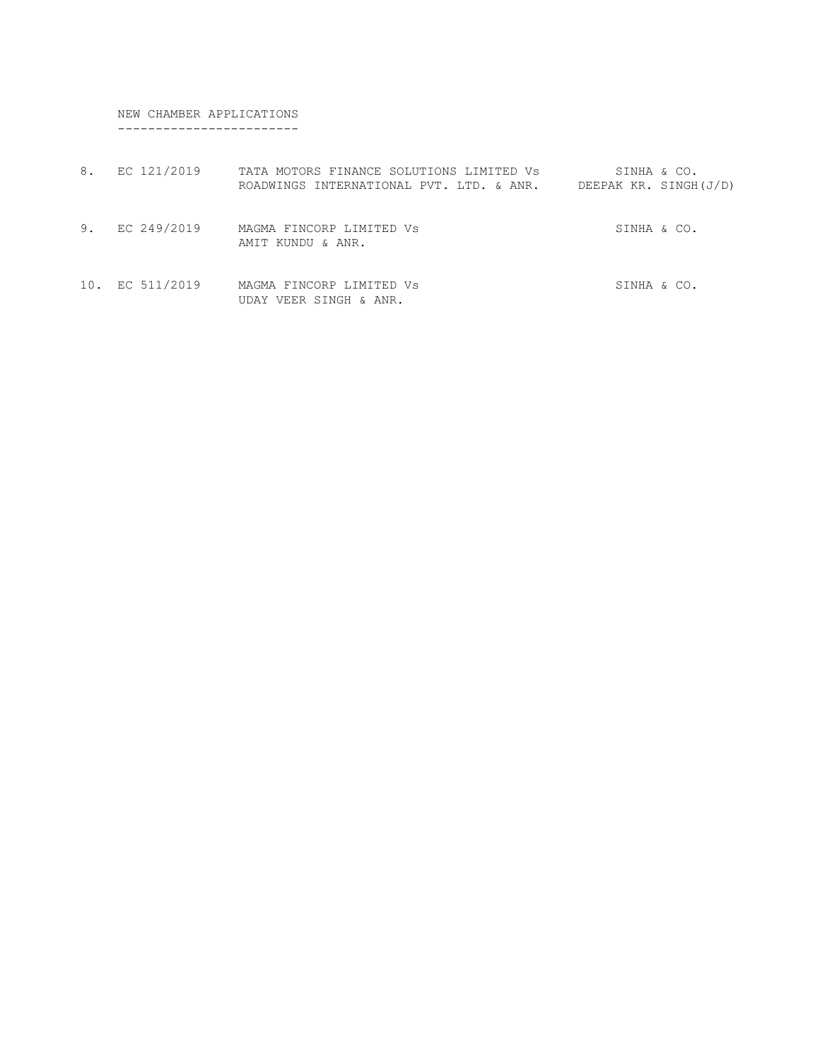NEW CHAMBER APPLICATIONS

------------------------

| | | | |
|---|---|---|---|
| 8. | EC 121/2019 | TATA MOTORS FINANCE SOLUTIONS LIMITED Vs<br>ROADWINGS INTERNATIONAL PVT. LTD. & ANR. | SINHA & CO.<br>DEEPAK KR. SINGH(J/D) |
| 9. | EC 249/2019 | MAGMA FINCORP LIMITED Vs<br>AMIT KUNDU & ANR. | SINHA & CO. |
| 10. | EC 511/2019 | MAGMA FINCORP LIMITED Vs<br>UDAY VEER SINGH & ANR. | SINHA & CO. |